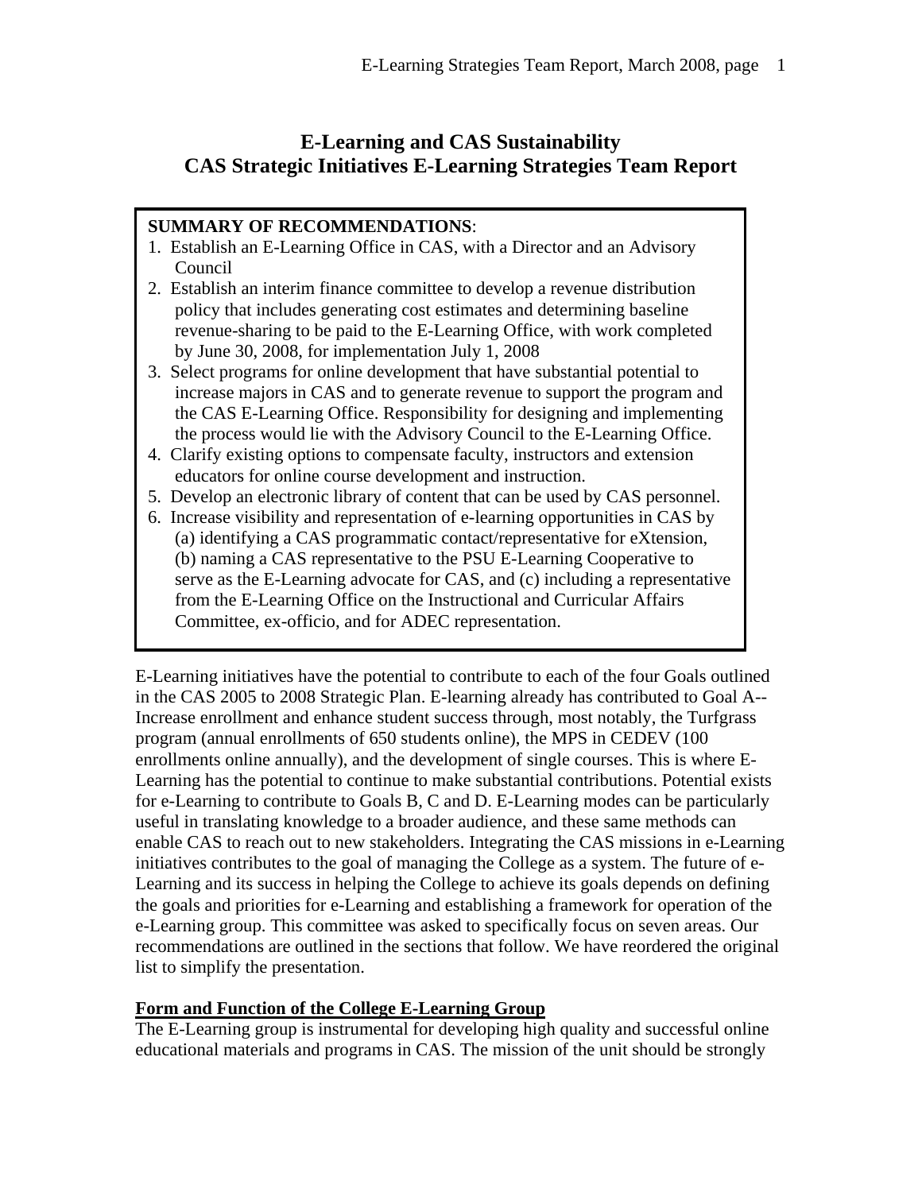# E-Learning and CAS Sustainability
# CAS Strategic Initiatives E-Learning Strategies Team Report

**SUMMARY OF RECOMMENDATIONS**:

1. Establish an E-Learning Office in CAS, with a Director and an Advisory Council
2. Establish an interim finance committee to develop a revenue distribution policy that includes generating cost estimates and determining baseline revenue-sharing to be paid to the E-Learning Office, with work completed by June 30, 2008, for implementation July 1, 2008
3. Select programs for online development that have substantial potential to increase majors in CAS and to generate revenue to support the program and the CAS E-Learning Office. Responsibility for designing and implementing the process would lie with the Advisory Council to the E-Learning Office.
4. Clarify existing options to compensate faculty, instructors and extension educators for online course development and instruction.
5. Develop an electronic library of content that can be used by CAS personnel.
6. Increase visibility and representation of e-learning opportunities in CAS by (a) identifying a CAS programmatic contact/representative for eXtension, (b) naming a CAS representative to the PSU E-Learning Cooperative to serve as the E-Learning advocate for CAS, and (c) including a representative from the E-Learning Office on the Instructional and Curricular Affairs Committee, ex-officio, and for ADEC representation.

E-Learning initiatives have the potential to contribute to each of the four Goals outlined in the CAS 2005 to 2008 Strategic Plan. E-learning already has contributed to Goal A--Increase enrollment and enhance student success through, most notably, the Turfgrass program (annual enrollments of 650 students online), the MPS in CEDEV (100 enrollments online annually), and the development of single courses. This is where E-Learning has the potential to continue to make substantial contributions. Potential exists for e-Learning to contribute to Goals B, C and D. E-Learning modes can be particularly useful in translating knowledge to a broader audience, and these same methods can enable CAS to reach out to new stakeholders. Integrating the CAS missions in e-Learning initiatives contributes to the goal of managing the College as a system. The future of e-Learning and its success in helping the College to achieve its goals depends on defining the goals and priorities for e-Learning and establishing a framework for operation of the e-Learning group. This committee was asked to specifically focus on seven areas. Our recommendations are outlined in the sections that follow. We have reordered the original list to simplify the presentation.

## Form and Function of the College E-Learning Group

The E-Learning group is instrumental for developing high quality and successful online educational materials and programs in CAS. The mission of the unit should be strongly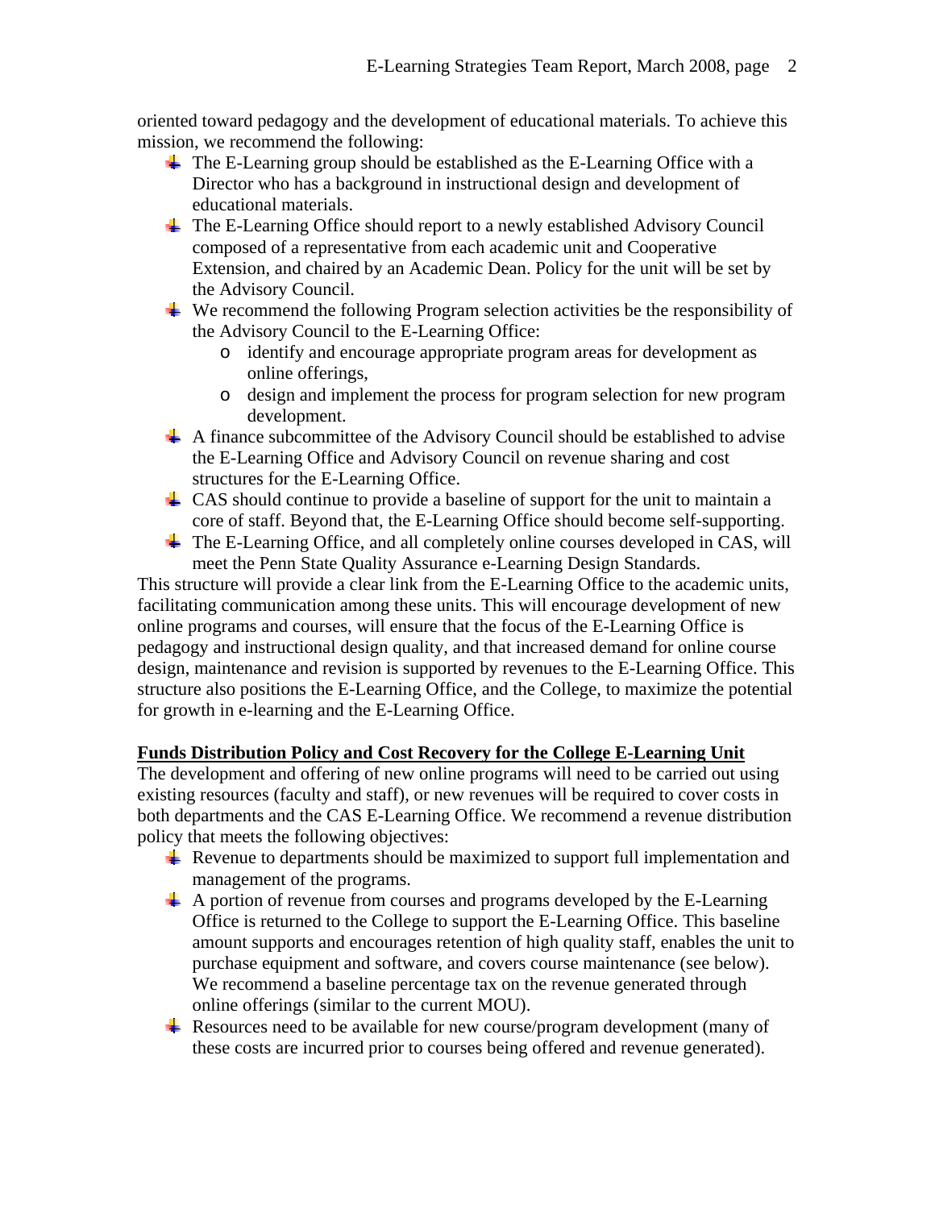oriented toward pedagogy and the development of educational materials. To achieve this mission, we recommend the following:

- The E-Learning group should be established as the E-Learning Office with a Director who has a background in instructional design and development of educational materials.
- The E-Learning Office should report to a newly established Advisory Council composed of a representative from each academic unit and Cooperative Extension, and chaired by an Academic Dean. Policy for the unit will be set by the Advisory Council.
- We recommend the following Program selection activities be the responsibility of the Advisory Council to the E-Learning Office:
  - identify and encourage appropriate program areas for development as online offerings,
  - design and implement the process for program selection for new program development.
- A finance subcommittee of the Advisory Council should be established to advise the E-Learning Office and Advisory Council on revenue sharing and cost structures for the E-Learning Office.
- CAS should continue to provide a baseline of support for the unit to maintain a core of staff. Beyond that, the E-Learning Office should become self-supporting.
- The E-Learning Office, and all completely online courses developed in CAS, will meet the Penn State Quality Assurance e-Learning Design Standards.

This structure will provide a clear link from the E-Learning Office to the academic units, facilitating communication among these units. This will encourage development of new online programs and courses, will ensure that the focus of the E-Learning Office is pedagogy and instructional design quality, and that increased demand for online course design, maintenance and revision is supported by revenues to the E-Learning Office. This structure also positions the E-Learning Office, and the College, to maximize the potential for growth in e-learning and the E-Learning Office.

**Funds Distribution Policy and Cost Recovery for the College E-Learning Unit**

The development and offering of new online programs will need to be carried out using existing resources (faculty and staff), or new revenues will be required to cover costs in both departments and the CAS E-Learning Office. We recommend a revenue distribution policy that meets the following objectives:

- Revenue to departments should be maximized to support full implementation and management of the programs.
- A portion of revenue from courses and programs developed by the E-Learning Office is returned to the College to support the E-Learning Office. This baseline amount supports and encourages retention of high quality staff, enables the unit to purchase equipment and software, and covers course maintenance (see below). We recommend a baseline percentage tax on the revenue generated through online offerings (similar to the current MOU).
- Resources need to be available for new course/program development (many of these costs are incurred prior to courses being offered and revenue generated).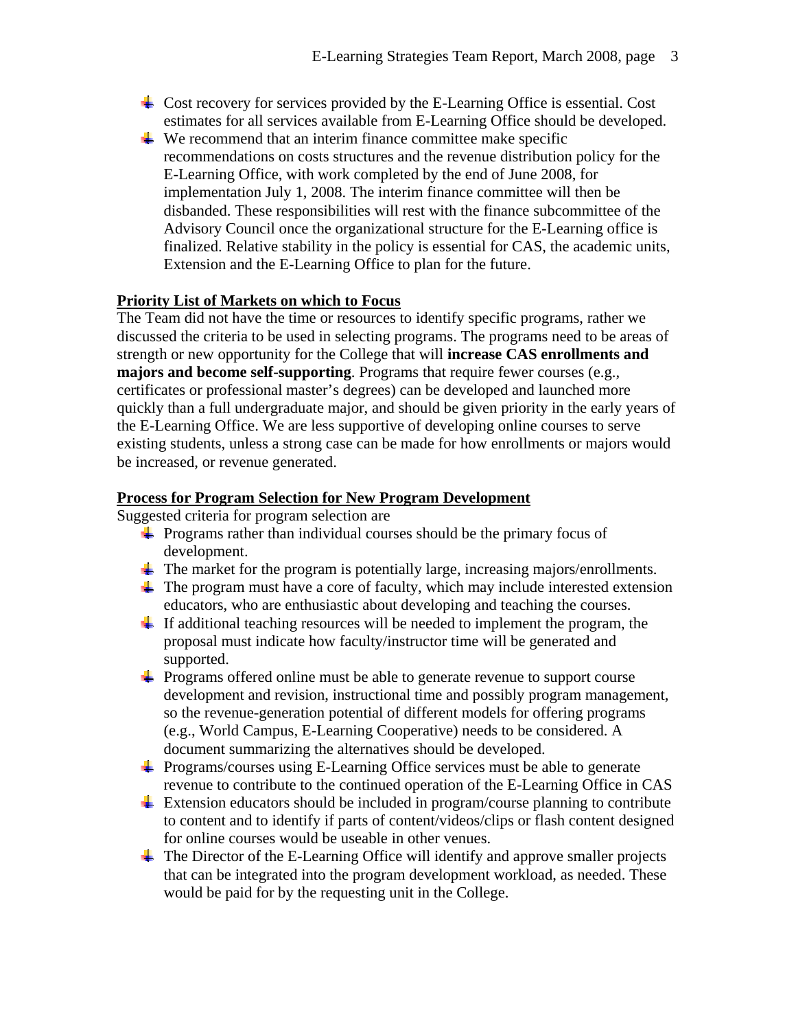- Cost recovery for services provided by the E-Learning Office is essential. Cost estimates for all services available from E-Learning Office should be developed.
- We recommend that an interim finance committee make specific recommendations on costs structures and the revenue distribution policy for the E-Learning Office, with work completed by the end of June 2008, for implementation July 1, 2008. The interim finance committee will then be disbanded. These responsibilities will rest with the finance subcommittee of the Advisory Council once the organizational structure for the E-Learning office is finalized. Relative stability in the policy is essential for CAS, the academic units, Extension and the E-Learning Office to plan for the future.

## Priority List of Markets on which to Focus

The Team did not have the time or resources to identify specific programs, rather we discussed the criteria to be used in selecting programs. The programs need to be areas of strength or new opportunity for the College that will **increase CAS enrollments and majors and become self-supporting**. Programs that require fewer courses (e.g., certificates or professional master's degrees) can be developed and launched more quickly than a full undergraduate major, and should be given priority in the early years of the E-Learning Office. We are less supportive of developing online courses to serve existing students, unless a strong case can be made for how enrollments or majors would be increased, or revenue generated.

## Process for Program Selection for New Program Development

Suggested criteria for program selection are

- Programs rather than individual courses should be the primary focus of development.
- The market for the program is potentially large, increasing majors/enrollments.
- The program must have a core of faculty, which may include interested extension educators, who are enthusiastic about developing and teaching the courses.
- If additional teaching resources will be needed to implement the program, the proposal must indicate how faculty/instructor time will be generated and supported.
- Programs offered online must be able to generate revenue to support course development and revision, instructional time and possibly program management, so the revenue-generation potential of different models for offering programs (e.g., World Campus, E-Learning Cooperative) needs to be considered. A document summarizing the alternatives should be developed.
- Programs/courses using E-Learning Office services must be able to generate revenue to contribute to the continued operation of the E-Learning Office in CAS
- Extension educators should be included in program/course planning to contribute to content and to identify if parts of content/videos/clips or flash content designed for online courses would be useable in other venues.
- The Director of the E-Learning Office will identify and approve smaller projects that can be integrated into the program development workload, as needed. These would be paid for by the requesting unit in the College.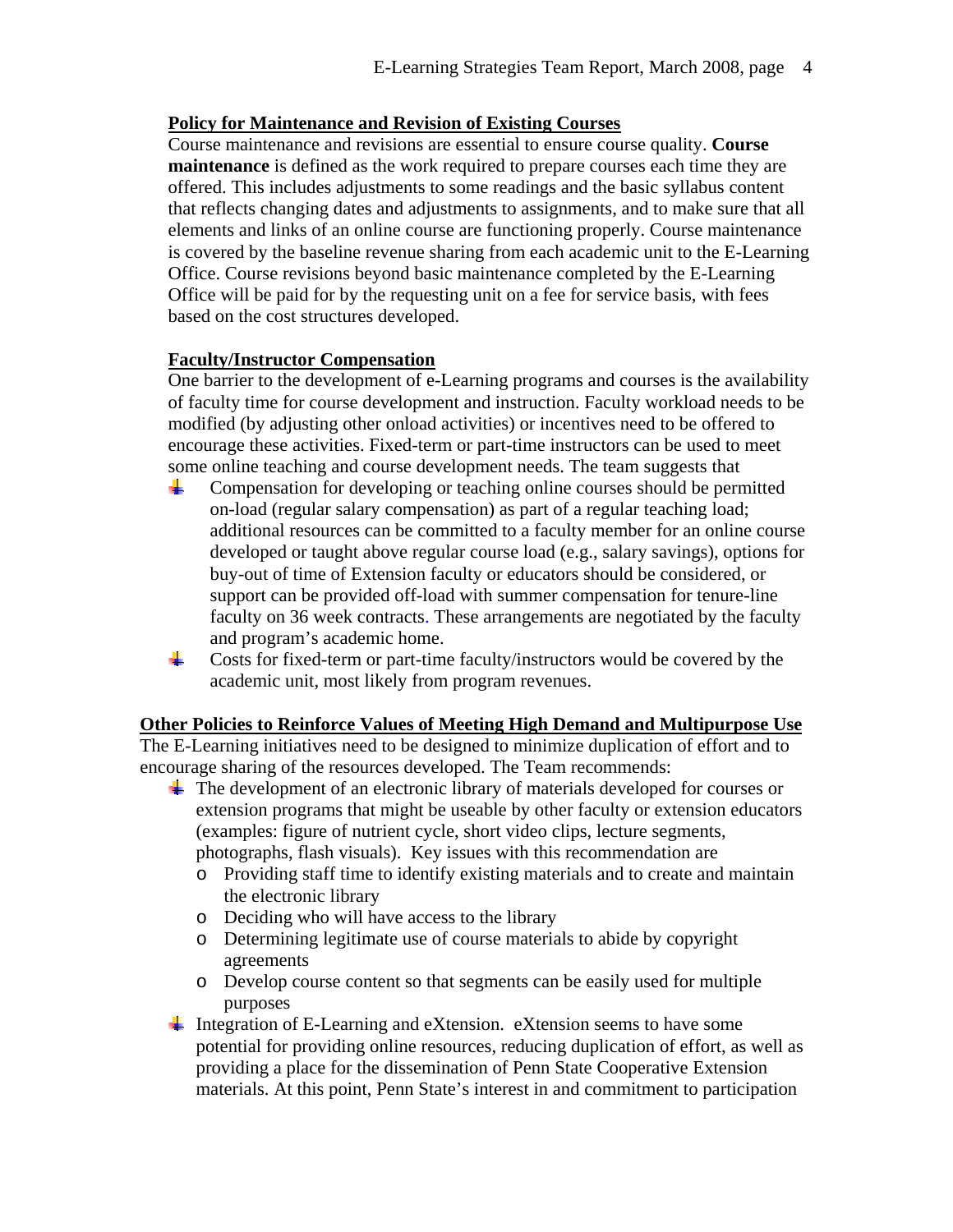**Policy for Maintenance and Revision of Existing Courses**

Course maintenance and revisions are essential to ensure course quality. **Course maintenance** is defined as the work required to prepare courses each time they are offered. This includes adjustments to some readings and the basic syllabus content that reflects changing dates and adjustments to assignments, and to make sure that all elements and links of an online course are functioning properly. Course maintenance is covered by the baseline revenue sharing from each academic unit to the E-Learning Office. Course revisions beyond basic maintenance completed by the E-Learning Office will be paid for by the requesting unit on a fee for service basis, with fees based on the cost structures developed.

**Faculty/Instructor Compensation**

One barrier to the development of e-Learning programs and courses is the availability of faculty time for course development and instruction. Faculty workload needs to be modified (by adjusting other onload activities) or incentives need to be offered to encourage these activities. Fixed-term or part-time instructors can be used to meet some online teaching and course development needs. The team suggests that

- Compensation for developing or teaching online courses should be permitted on-load (regular salary compensation) as part of a regular teaching load; additional resources can be committed to a faculty member for an online course developed or taught above regular course load (e.g., salary savings), options for buy-out of time of Extension faculty or educators should be considered, or support can be provided off-load with summer compensation for tenure-line faculty on 36 week contracts. These arrangements are negotiated by the faculty and program's academic home.
- Costs for fixed-term or part-time faculty/instructors would be covered by the academic unit, most likely from program revenues.

**Other Policies to Reinforce Values of Meeting High Demand and Multipurpose Use**

The E-Learning initiatives need to be designed to minimize duplication of effort and to encourage sharing of the resources developed. The Team recommends:

- The development of an electronic library of materials developed for courses or extension programs that might be useable by other faculty or extension educators (examples: figure of nutrient cycle, short video clips, lecture segments, photographs, flash visuals). Key issues with this recommendation are
  - Providing staff time to identify existing materials and to create and maintain the electronic library
  - Deciding who will have access to the library
  - Determining legitimate use of course materials to abide by copyright agreements
  - Develop course content so that segments can be easily used for multiple purposes
- Integration of E-Learning and eXtension. eXtension seems to have some potential for providing online resources, reducing duplication of effort, as well as providing a place for the dissemination of Penn State Cooperative Extension materials. At this point, Penn State's interest in and commitment to participation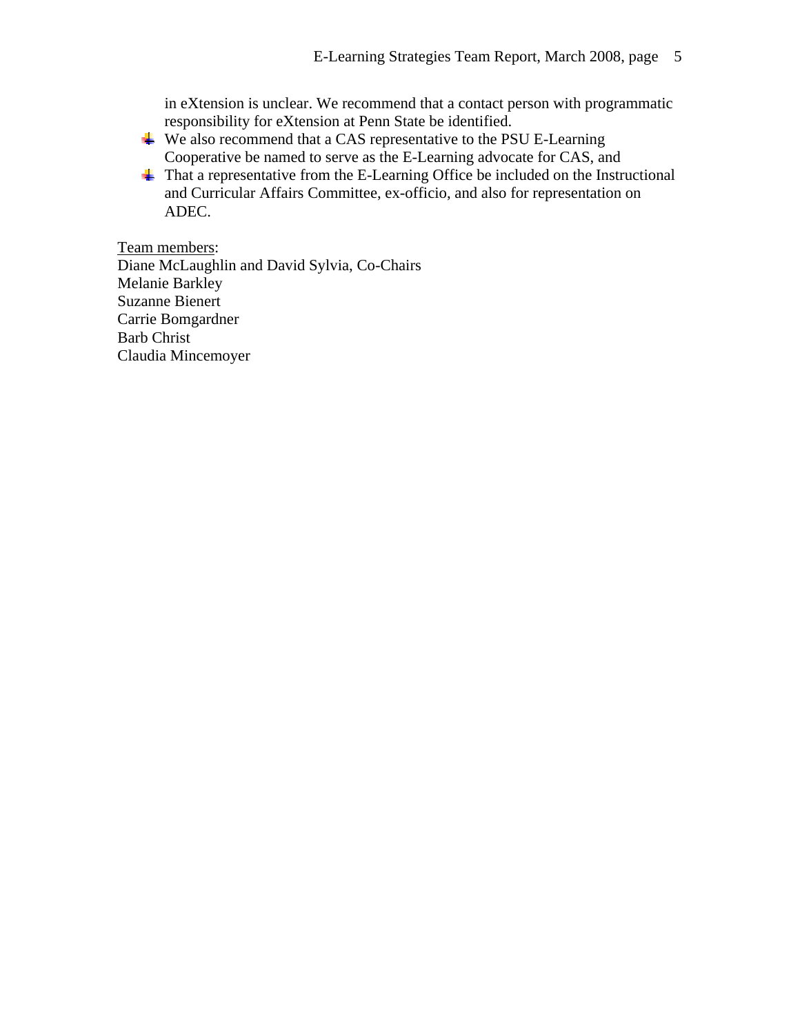in eXtension is unclear. We recommend that a contact person with programmatic responsibility for eXtension at Penn State be identified.

- We also recommend that a CAS representative to the PSU E-Learning Cooperative be named to serve as the E-Learning advocate for CAS, and
- That a representative from the E-Learning Office be included on the Instructional and Curricular Affairs Committee, ex-officio, and also for representation on ADEC.

<u>Team members</u>:
Diane McLaughlin and David Sylvia, Co-Chairs
Melanie Barkley
Suzanne Bienert
Carrie Bomgardner
Barb Christ
Claudia Mincemoyer